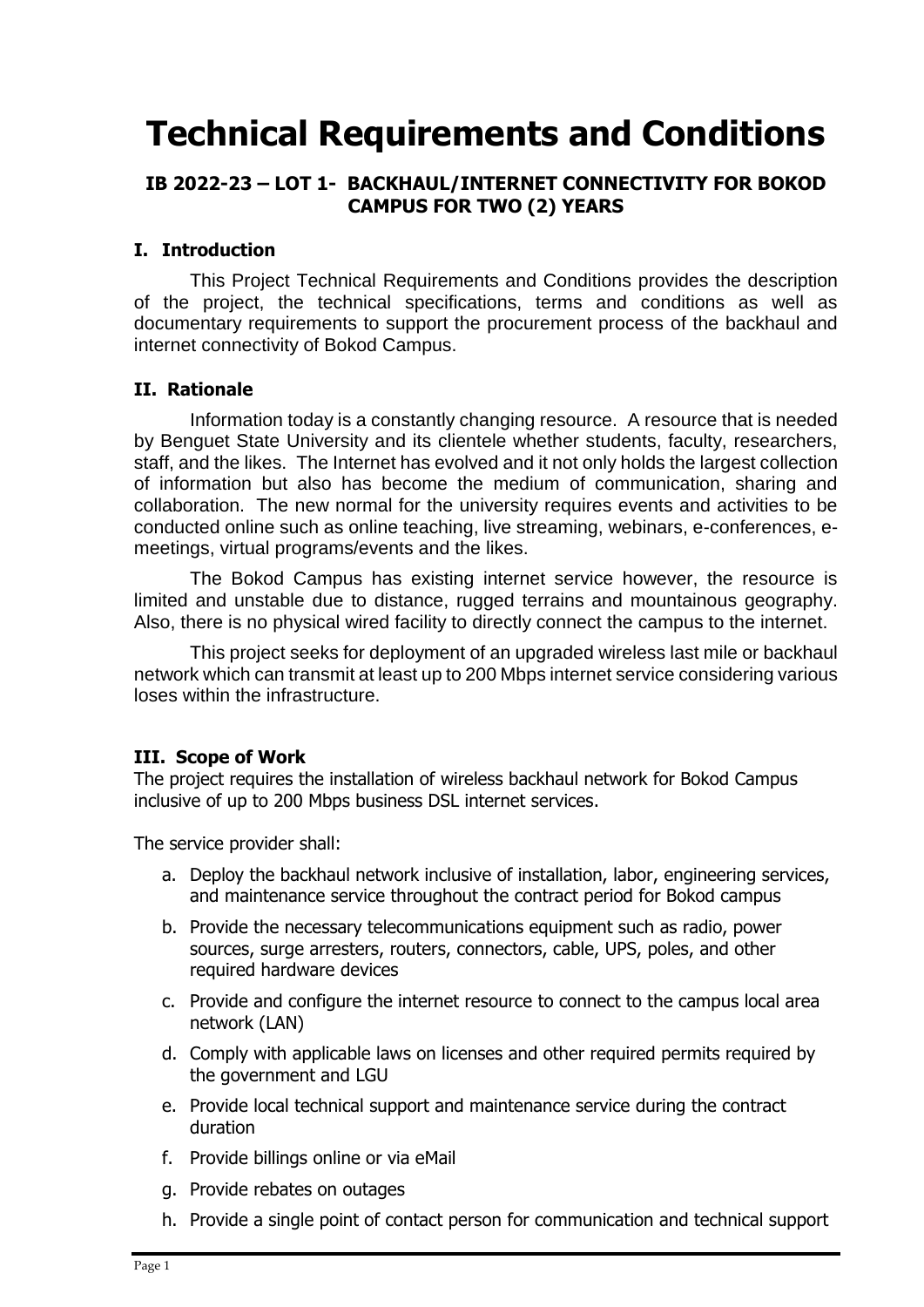# Technical Requirements and Conditions

## IB 2022-23 – LOT 1- BACKHAUL/INTERNET CONNECTIVITY FOR BOKOD CAMPUS FOR TWO (2) YEARS

### I. Introduction

This Project Technical Requirements and Conditions provides the description of the project, the technical specifications, terms and conditions as well as documentary requirements to support the procurement process of the backhaul and internet connectivity of Bokod Campus.

### II. Rationale

Information today is a constantly changing resource. A resource that is needed by Benguet State University and its clientele whether students, faculty, researchers, staff, and the likes. The Internet has evolved and it not only holds the largest collection of information but also has become the medium of communication, sharing and collaboration. The new normal for the university requires events and activities to be conducted online such as online teaching, live streaming, webinars, e-conferences, e-meetings, virtual programs/events and the likes.

The Bokod Campus has existing internet service however, the resource is limited and unstable due to distance, rugged terrains and mountainous geography. Also, there is no physical wired facility to directly connect the campus to the internet.

This project seeks for deployment of an upgraded wireless last mile or backhaul network which can transmit at least up to 200 Mbps internet service considering various loses within the infrastructure.

### III. Scope of Work

The project requires the installation of wireless backhaul network for Bokod Campus inclusive of up to 200 Mbps business DSL internet services.

The service provider shall:

a. Deploy the backhaul network inclusive of installation, labor, engineering services, and maintenance service throughout the contract period for Bokod campus
b. Provide the necessary telecommunications equipment such as radio, power sources, surge arresters, routers, connectors, cable, UPS, poles, and other required hardware devices
c. Provide and configure the internet resource to connect to the campus local area network (LAN)
d. Comply with applicable laws on licenses and other required permits required by the government and LGU
e. Provide local technical support and maintenance service during the contract duration
f. Provide billings online or via eMail
g. Provide rebates on outages
h. Provide a single point of contact person for communication and technical support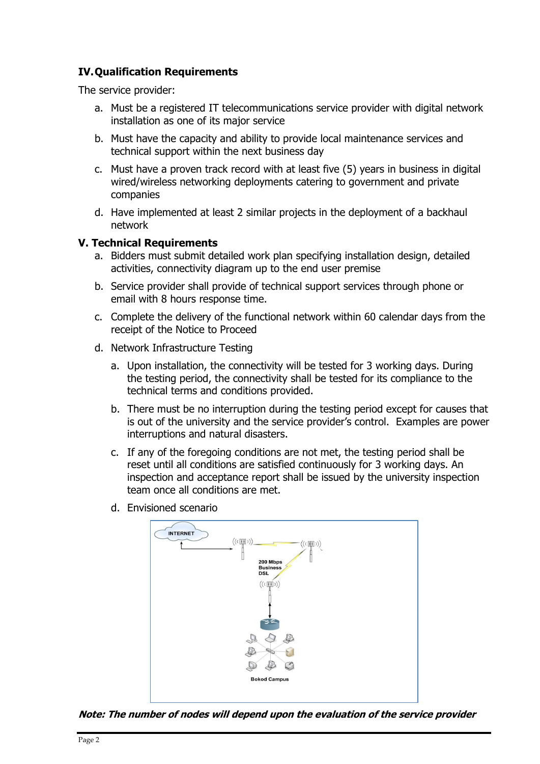## IV. Qualification Requirements

The service provider:

a. Must be a registered IT telecommunications service provider with digital network installation as one of its major service

b. Must have the capacity and ability to provide local maintenance services and technical support within the next business day

c. Must have a proven track record with at least five (5) years in business in digital wired/wireless networking deployments catering to government and private companies

d. Have implemented at least 2 similar projects in the deployment of a backhaul network

## V. Technical Requirements

a. Bidders must submit detailed work plan specifying installation design, detailed activities, connectivity diagram up to the end user premise

b. Service provider shall provide of technical support services through phone or email with 8 hours response time.

c. Complete the delivery of the functional network within 60 calendar days from the receipt of the Notice to Proceed

d. Network Infrastructure Testing

   a. Upon installation, the connectivity will be tested for 3 working days. During the testing period, the connectivity shall be tested for its compliance to the technical terms and conditions provided.

   b. There must be no interruption during the testing period except for causes that is out of the university and the service provider's control. Examples are power interruptions and natural disasters.

   c. If any of the foregoing conditions are not met, the testing period shall be reset until all conditions are satisfied continuously for 3 working days. An inspection and acceptance report shall be issued by the university inspection team once all conditions are met.

   d. Envisioned scenario

INTERNET

200 Mbps Business DSL

Bokod Campus

***Note: The number of nodes will depend upon the evaluation of the service provider***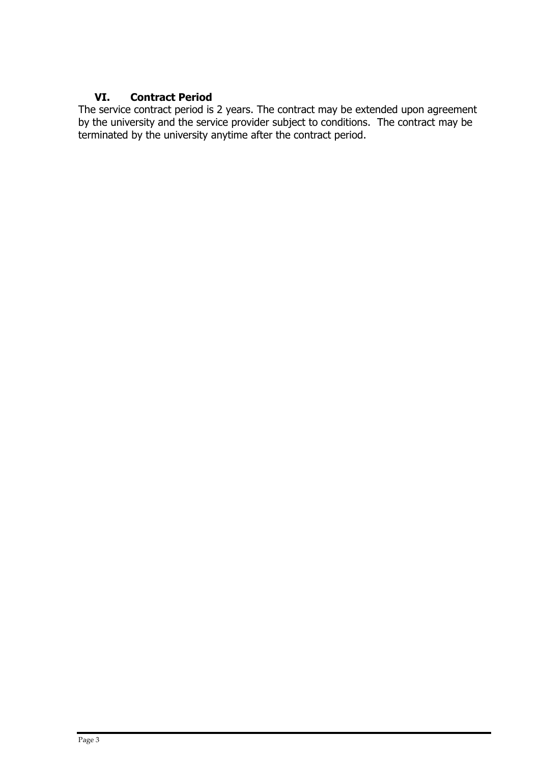## VI. Contract Period

The service contract period is 2 years. The contract may be extended upon agreement by the university and the service provider subject to conditions. The contract may be terminated by the university anytime after the contract period.